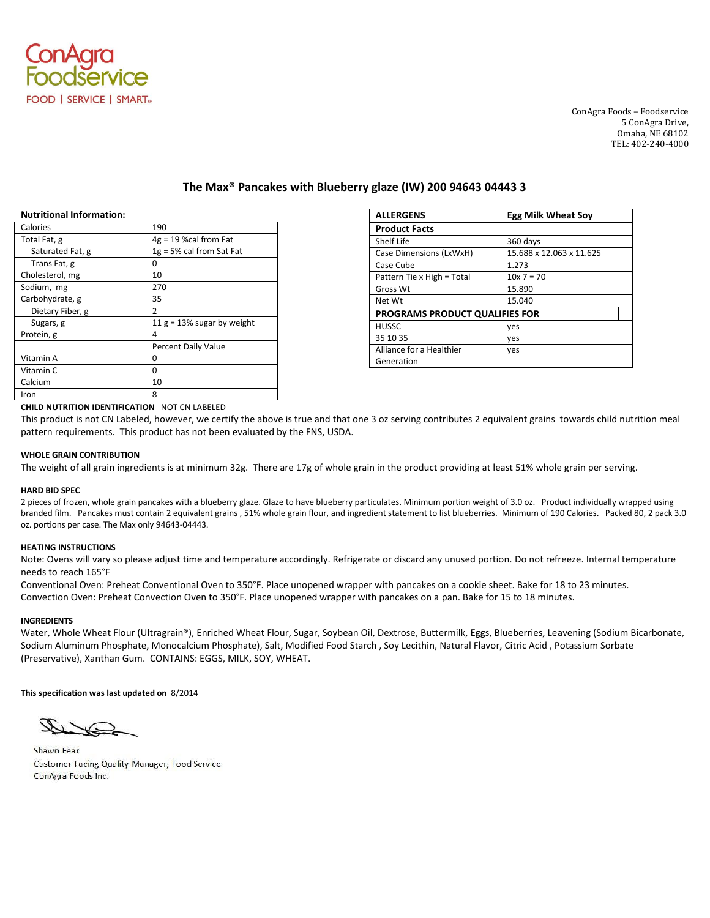ConAgra Foodservice

FOOD | SERVICE | SMART℠

ConAgra Foods – Foodservice
5 ConAgra Drive,
Omaha, NE 68102
TEL: 402-240-4000

## The Max® Pancakes with Blueberry glaze (IW) 200 94643 04443 3

**Nutritional Information:**

| | |
|---|---|
| Calories | 190 |
| Total Fat, g | 4g = 19 %cal from Fat |
| Saturated Fat, g | 1g = 5% cal from Sat Fat |
| Trans Fat, g | 0 |
| Cholesterol, mg | 10 |
| Sodium, mg | 270 |
| Carbohydrate, g | 35 |
| Dietary Fiber, g | 2 |
| Sugars, g | 11 g = 13% sugar by weight |
| Protein, g | 4 |
| | Percent Daily Value |
| Vitamin A | 0 |
| Vitamin C | 0 |
| Calcium | 10 |
| Iron | 8 |

| ALLERGENS | Egg Milk Wheat Soy |
|---|---|
| **Product Facts** | |
| Shelf Life | 360 days |
| Case Dimensions (LxWxH) | 15.688 x 12.063 x 11.625 |
| Case Cube | 1.273 |
| Pattern Tie x High = Total | 10x 7 = 70 |
| Gross Wt | 15.890 |
| Net Wt | 15.040 |
| **PROGRAMS PRODUCT QUALIFIES FOR** | |
| HUSSC | yes |
| 35 10 35 | yes |
| Alliance for a Healthier Generation | yes |

**CHILD NUTRITION IDENTIFICATION** NOT CN LABELED

This product is not CN Labeled, however, we certify the above is true and that one 3 oz serving contributes 2 equivalent grains towards child nutrition meal pattern requirements. This product has not been evaluated by the FNS, USDA.

**WHOLE GRAIN CONTRIBUTION**

The weight of all grain ingredients is at minimum 32g. There are 17g of whole grain in the product providing at least 51% whole grain per serving.

**HARD BID SPEC**

2 pieces of frozen, whole grain pancakes with a blueberry glaze. Glaze to have blueberry particulates. Minimum portion weight of 3.0 oz. Product individually wrapped using branded film. Pancakes must contain 2 equivalent grains , 51% whole grain flour, and ingredient statement to list blueberries. Minimum of 190 Calories. Packed 80, 2 pack 3.0 oz. portions per case. The Max only 94643-04443.

**HEATING INSTRUCTIONS**

Note: Ovens will vary so please adjust time and temperature accordingly. Refrigerate or discard any unused portion. Do not refreeze. Internal temperature needs to reach 165°F

Conventional Oven: Preheat Conventional Oven to 350°F. Place unopened wrapper with pancakes on a cookie sheet. Bake for 18 to 23 minutes.
Convection Oven: Preheat Convection Oven to 350°F. Place unopened wrapper with pancakes on a pan. Bake for 15 to 18 minutes.

**INGREDIENTS**

Water, Whole Wheat Flour (Ultragrain®), Enriched Wheat Flour, Sugar, Soybean Oil, Dextrose, Buttermilk, Eggs, Blueberries, Leavening (Sodium Bicarbonate, Sodium Aluminum Phosphate, Monocalcium Phosphate), Salt, Modified Food Starch , Soy Lecithin, Natural Flavor, Citric Acid , Potassium Sorbate (Preservative), Xanthan Gum. CONTAINS: EGGS, MILK, SOY, WHEAT.

**This specification was last updated on** 8/2014

Shawn Fear
Customer Facing Quality Manager, Food Service
ConAgra Foods Inc.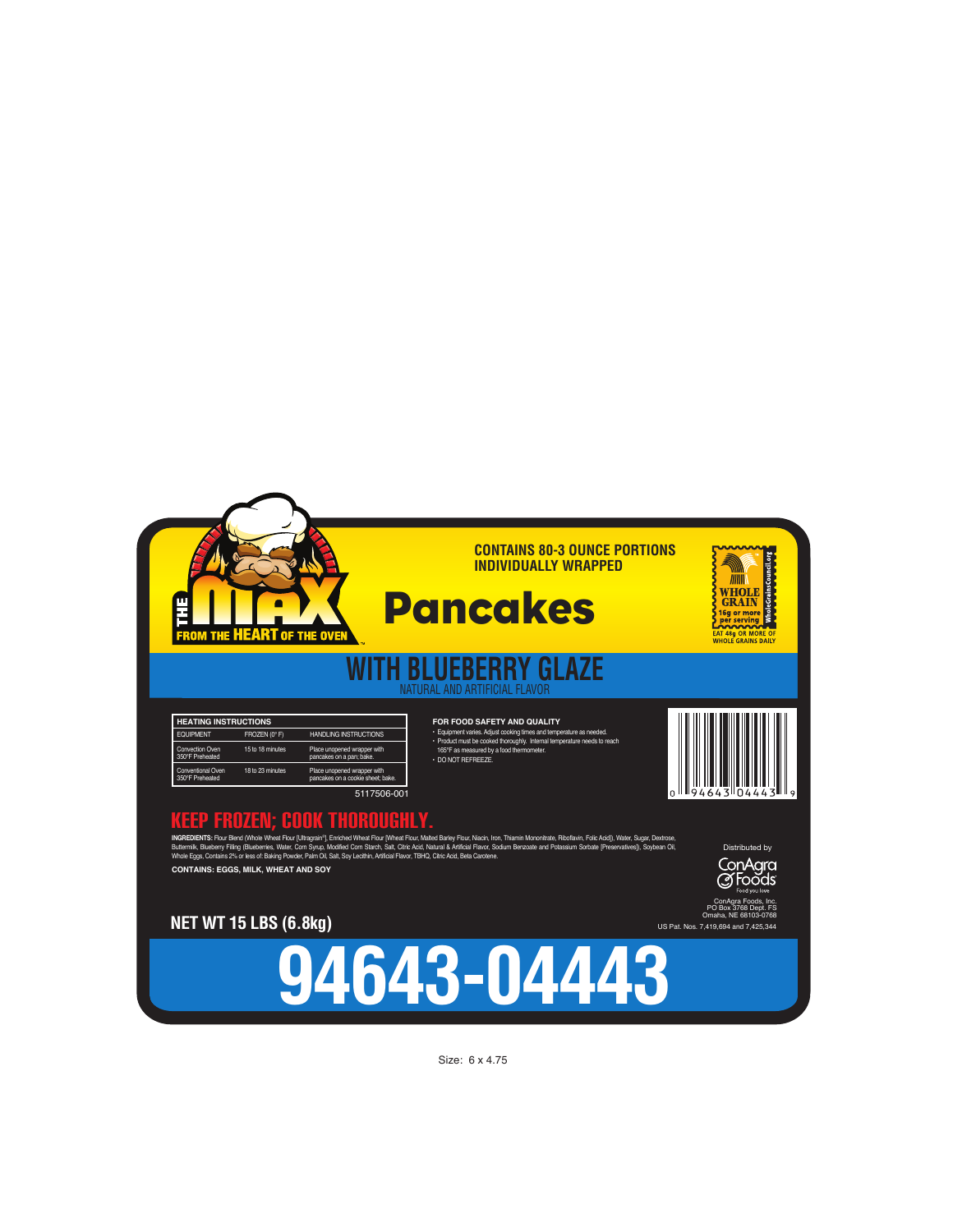THE MAX

FROM THE HEART OF THE OVEN™

CONTAINS 80-3 OUNCE PORTIONS
INDIVIDUALLY WRAPPED

# Pancakes

WHOLE GRAIN
16g or more per serving
WholeGrainsCouncil.org
EAT 48g OR MORE OF WHOLE GRAINS DAILY

## WITH BLUEBERRY GLAZE

NATURAL AND ARTIFICIAL FLAVOR

| HEATING INSTRUCTIONS | | |
|---|---|---|
| EQUIPMENT | FROZEN (0° F) | HANDLING INSTRUCTIONS |
| Convection Oven 350°F Preheated | 15 to 18 minutes | Place unopened wrapper with pancakes on a pan; bake. |
| Conventional Oven 350°F Preheated | 18 to 23 minutes | Place unopened wrapper with pancakes on a cookie sheet; bake. |

5117506-001

**FOR FOOD SAFETY AND QUALITY**

- Equipment varies. Adjust cooking times and temperature as needed.
- Product must be cooked thoroughly. Internal temperature needs to reach 165°F as measured by a food thermometer.
- DO NOT REFREEZE.

0 94643 04443 9

## KEEP FROZEN; COOK THOROUGHLY.

**INGREDIENTS:** Flour Blend (Whole Wheat Flour [Ultragrain®], Enriched Wheat Flour [Wheat Flour, Malted Barley Flour, Niacin, Iron, Thiamin Mononitrate, Riboflavin, Folic Acid]), Water, Sugar, Dextrose, Buttermilk, Blueberry Filling (Blueberries, Water, Corn Syrup, Modified Corn Starch, Salt, Citric Acid, Natural & Artificial Flavor, Sodium Benzoate and Potassium Sorbate [Preservatives]), Soybean Oil, Whole Eggs, Contains 2% or less of: Baking Powder, Palm Oil, Salt, Soy Lecithin, Artificial Flavor, TBHQ, Citric Acid, Beta Carotene.

**CONTAINS: EGGS, MILK, WHEAT AND SOY**

Distributed by

ConAgra Foods
Food you love

ConAgra Foods, Inc.
PO Box 3768 Dept. FS
Omaha, NE 68103-0768
US Pat. Nos. 7,419,694 and 7,425,344

**NET WT 15 LBS (6.8kg)**

# 94643-04443

Size: 6 x 4.75